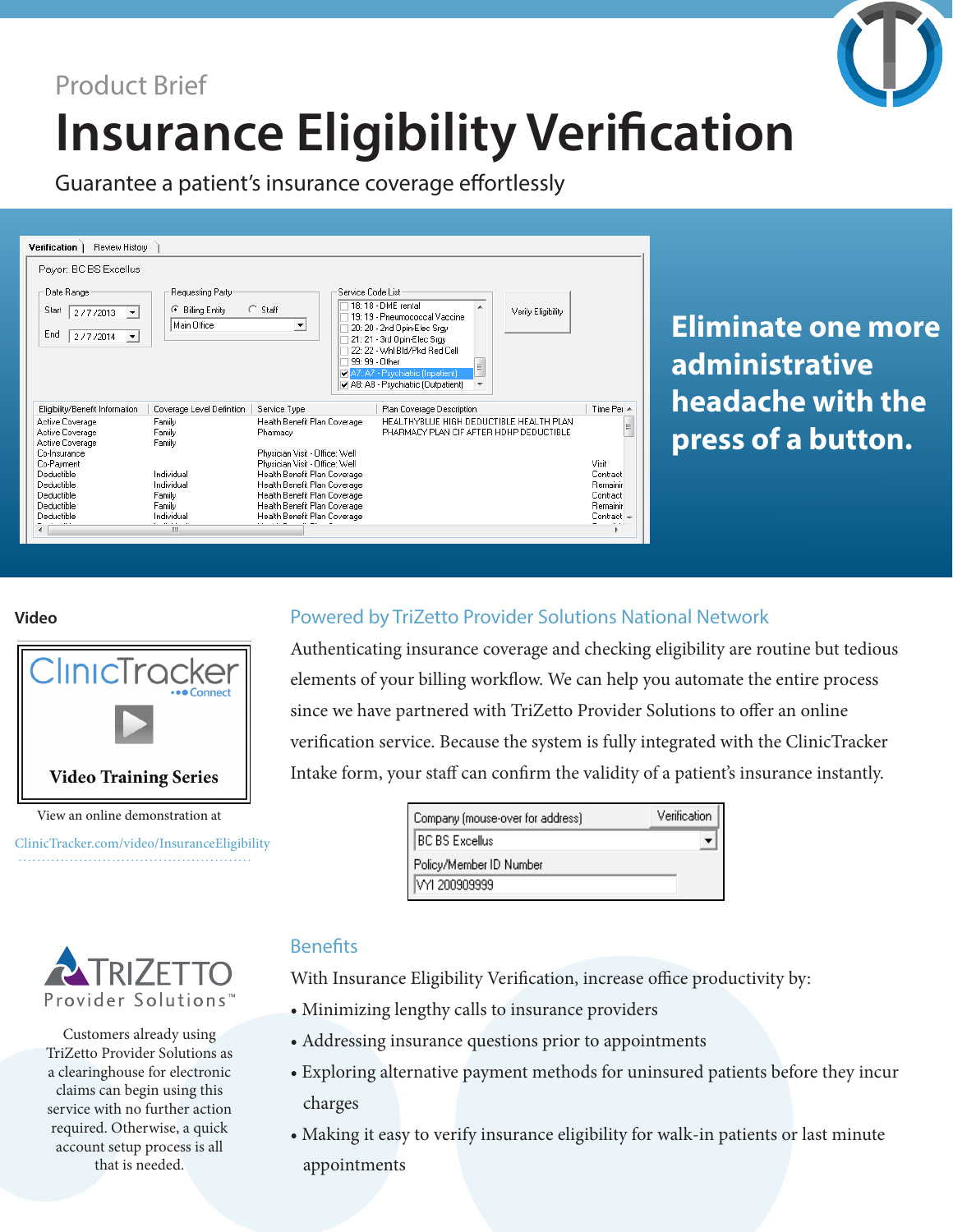Product Brief

# Insurance Eligibility Verification

Guarantee a patient's insurance coverage effortlessly

**Eliminate one more administrative headache with the press of a button.**

### Video

ClinicTracker Connect

**Video Training Series**

View an online demonstration at

ClinicTracker.com/video/InsuranceEligibility

## Powered by TriZetto Provider Solutions National Network

Authenticating insurance coverage and checking eligibility are routine but tedious elements of your billing workflow. We can help you automate the entire process since we have partnered with TriZetto Provider Solutions to offer an online verification service. Because the system is fully integrated with the ClinicTracker Intake form, your staff can confirm the validity of a patient's insurance instantly.

TriZetto Provider Solutions™

Customers already using TriZetto Provider Solutions as a clearinghouse for electronic claims can begin using this service with no further action required. Otherwise, a quick account setup process is all that is needed.

## Benefits

With Insurance Eligibility Verification, increase office productivity by:

- Minimizing lengthy calls to insurance providers
- Addressing insurance questions prior to appointments
- Exploring alternative payment methods for uninsured patients before they incur charges
- Making it easy to verify insurance eligibility for walk-in patients or last minute appointments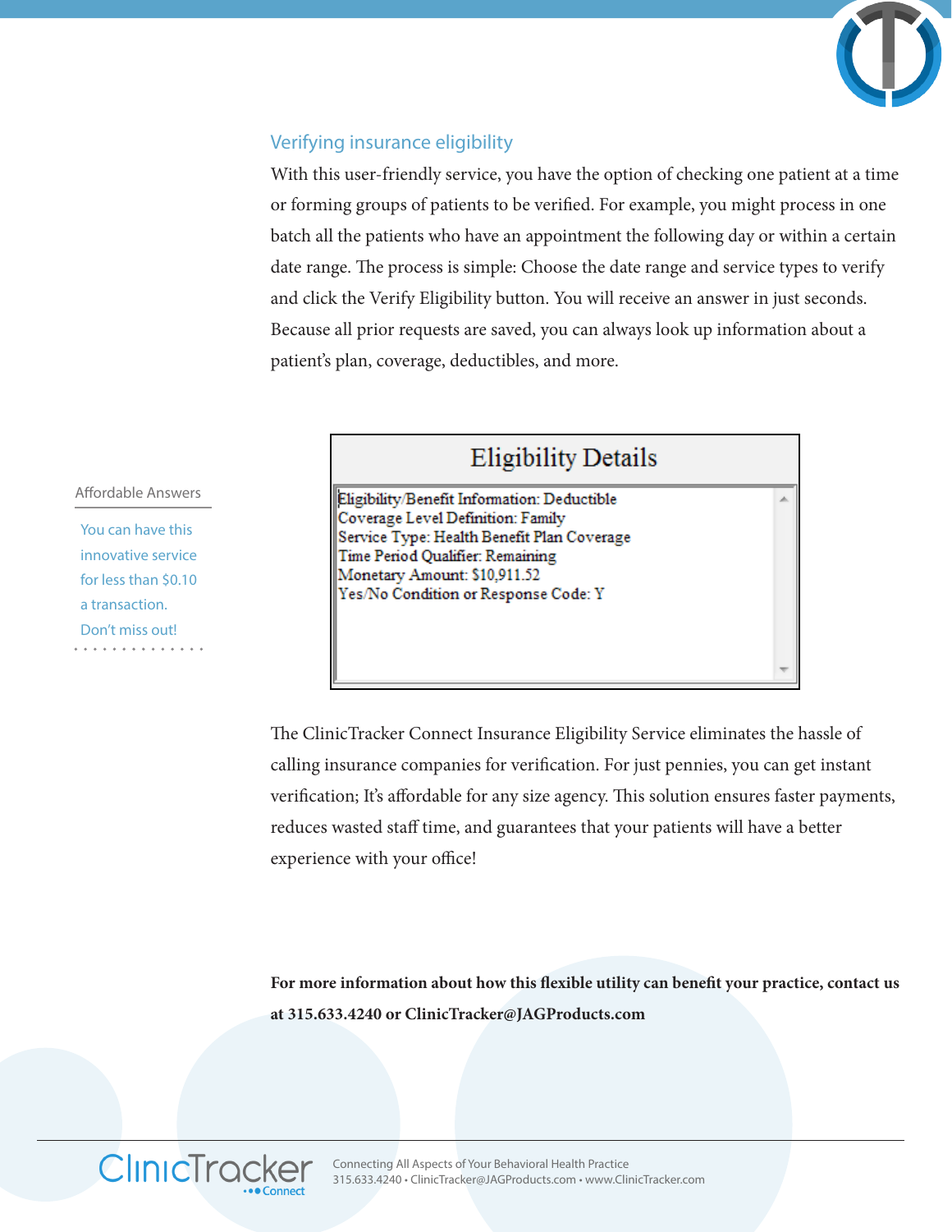## Verifying insurance eligibility

With this user-friendly service, you have the option of checking one patient at a time or forming groups of patients to be verified. For example, you might process in one batch all the patients who have an appointment the following day or within a certain date range. The process is simple: Choose the date range and service types to verify and click the Verify Eligibility button. You will receive an answer in just seconds. Because all prior requests are saved, you can always look up information about a patient's plan, coverage, deductibles, and more.

### Affordable Answers

You can have this innovative service for less than $0.10 a transaction. Don't miss out!

**Eligibility Details**

Eligibility/Benefit Information: Deductible
Coverage Level Definition: Family
Service Type: Health Benefit Plan Coverage
Time Period Qualifier: Remaining
Monetary Amount: $10,911.52
Yes/No Condition or Response Code: Y

The ClinicTracker Connect Insurance Eligibility Service eliminates the hassle of calling insurance companies for verification. For just pennies, you can get instant verification; It's affordable for any size agency. This solution ensures faster payments, reduces wasted staff time, and guarantees that your patients will have a better experience with your office!

**For more information about how this flexible utility can benefit your practice, contact us at 315.633.4240 or ClinicTracker@JAGProducts.com**

ClinicTracker Connect

Connecting All Aspects of Your Behavioral Health Practice
315.633.4240 • ClinicTracker@JAGProducts.com • www.ClinicTracker.com